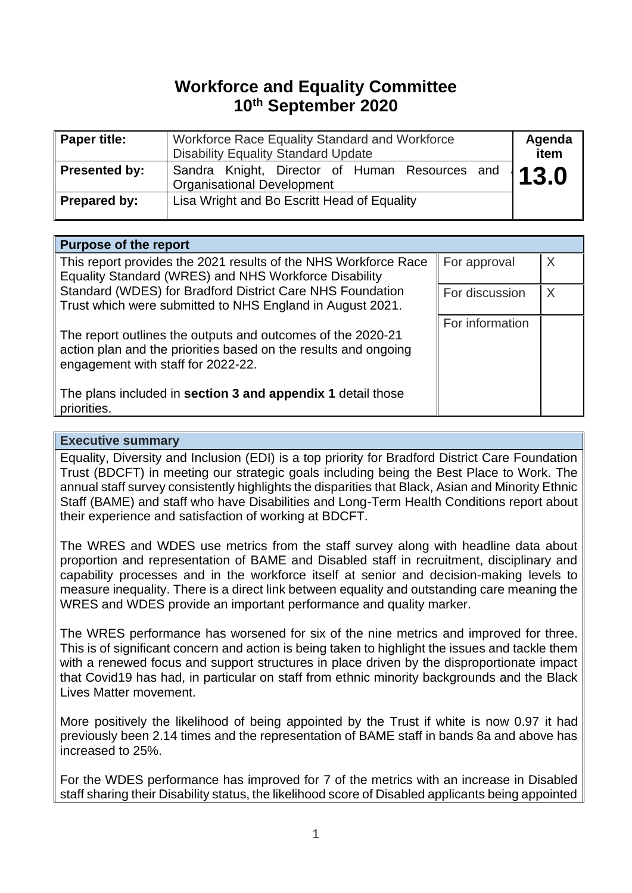# Workforce and Equality Committee
# 10th September 2020

| Paper title: | Workforce Race Equality Standard and Workforce Disability Equality Standard Update | Agenda item |
|---|---|---|
| Presented by: | Sandra Knight, Director of Human Resources and Organisational Development | 13.0 |
| Prepared by: | Lisa Wright and Bo Escritt Head of Equality | |

| Purpose of the report | | |
|---|---|---|
| This report provides the 2021 results of the NHS Workforce Race Equality Standard (WRES) and NHS Workforce Disability Standard (WDES) for Bradford District Care NHS Foundation Trust which were submitted to NHS England in August 2021.<br><br>The report outlines the outputs and outcomes of the 2020-21 action plan and the priorities based on the results and ongoing engagement with staff for 2022-22.<br><br>The plans included in **section 3 and appendix 1** detail those priorities. | For approval | X |
| | For discussion | X |
| | For information | |

## Executive summary

Equality, Diversity and Inclusion (EDI) is a top priority for Bradford District Care Foundation Trust (BDCFT) in meeting our strategic goals including being the Best Place to Work. The annual staff survey consistently highlights the disparities that Black, Asian and Minority Ethnic Staff (BAME) and staff who have Disabilities and Long-Term Health Conditions report about their experience and satisfaction of working at BDCFT.

The WRES and WDES use metrics from the staff survey along with headline data about proportion and representation of BAME and Disabled staff in recruitment, disciplinary and capability processes and in the workforce itself at senior and decision-making levels to measure inequality. There is a direct link between equality and outstanding care meaning the WRES and WDES provide an important performance and quality marker.

The WRES performance has worsened for six of the nine metrics and improved for three. This is of significant concern and action is being taken to highlight the issues and tackle them with a renewed focus and support structures in place driven by the disproportionate impact that Covid19 has had, in particular on staff from ethnic minority backgrounds and the Black Lives Matter movement.

More positively the likelihood of being appointed by the Trust if white is now 0.97 it had previously been 2.14 times and the representation of BAME staff in bands 8a and above has increased to 25%.

For the WDES performance has improved for 7 of the metrics with an increase in Disabled staff sharing their Disability status, the likelihood score of Disabled applicants being appointed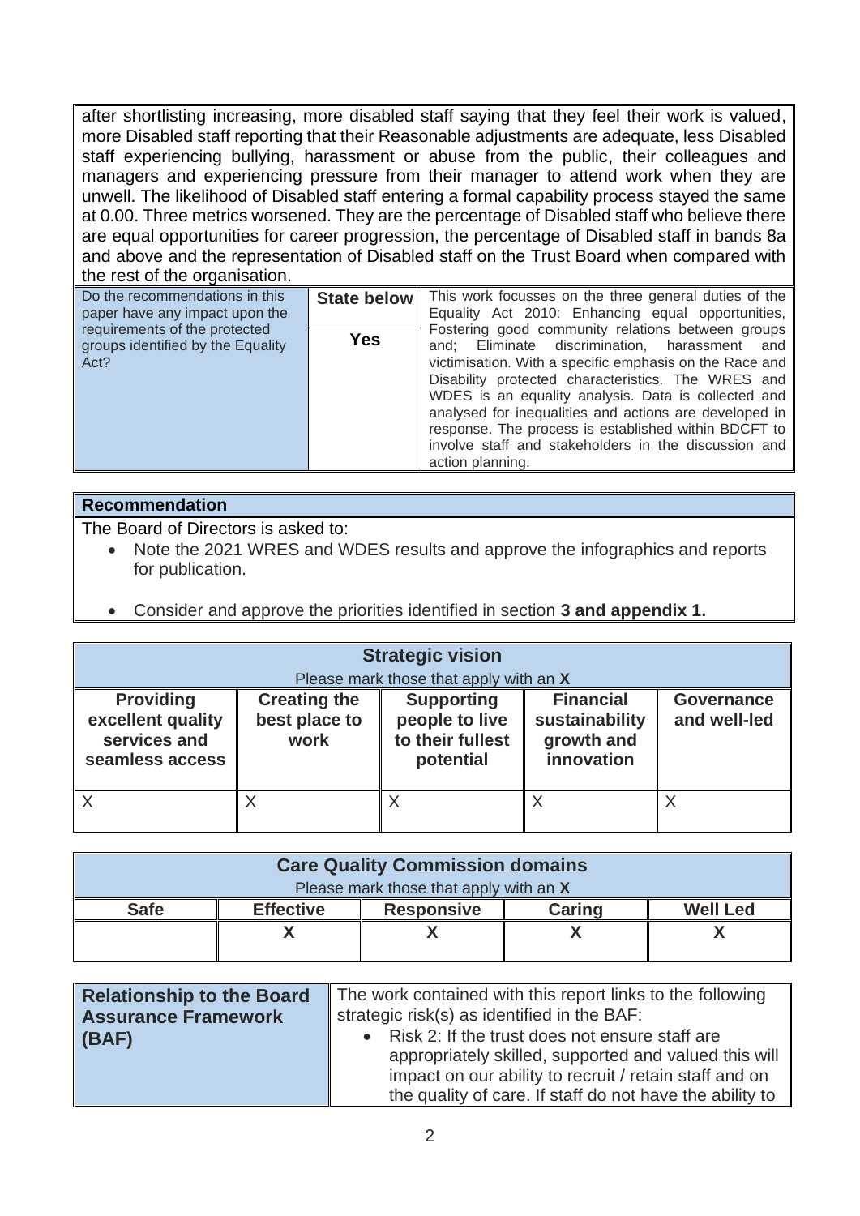after shortlisting increasing, more disabled staff saying that they feel their work is valued, more Disabled staff reporting that their Reasonable adjustments are adequate, less Disabled staff experiencing bullying, harassment or abuse from the public, their colleagues and managers and experiencing pressure from their manager to attend work when they are unwell. The likelihood of Disabled staff entering a formal capability process stayed the same at 0.00. Three metrics worsened. They are the percentage of Disabled staff who believe there are equal opportunities for career progression, the percentage of Disabled staff in bands 8a and above and the representation of Disabled staff on the Trust Board when compared with the rest of the organisation.

| Do the recommendations in this paper have any impact upon the requirements of the protected groups identified by the Equality Act? | **State below** <br> **Yes** | This work focusses on the three general duties of the Equality Act 2010: Enhancing equal opportunities, Fostering good community relations between groups and; Eliminate discrimination, harassment and victimisation. With a specific emphasis on the Race and Disability protected characteristics. The WRES and WDES is an equality analysis. Data is collected and analysed for inequalities and actions are developed in response. The process is established within BDCFT to involve staff and stakeholders in the discussion and action planning. |
|---|---|---|

**Recommendation**

The Board of Directors is asked to:

- Note the 2021 WRES and WDES results and approve the infographics and reports for publication.
- Consider and approve the priorities identified in section **3 and appendix 1.**

| **Strategic vision**<br>Please mark those that apply with an **X** | | | | |
|---|---|---|---|---|
| **Providing excellent quality services and seamless access** | **Creating the best place to work** | **Supporting people to live to their fullest potential** | **Financial sustainability growth and innovation** | **Governance and well-led** |
| X | X | X | X | X |

| **Care Quality Commission domains**<br>Please mark those that apply with an **X** | | | | |
|---|---|---|---|---|
| **Safe** | **Effective** | **Responsive** | **Caring** | **Well Led** |
| | **X** | **X** | **X** | **X** |

| **Relationship to the Board Assurance Framework (BAF)** | The work contained with this report links to the following strategic risk(s) as identified in the BAF:<br>• Risk 2: If the trust does not ensure staff are appropriately skilled, supported and valued this will impact on our ability to recruit / retain staff and on the quality of care. If staff do not have the ability to |
|---|---|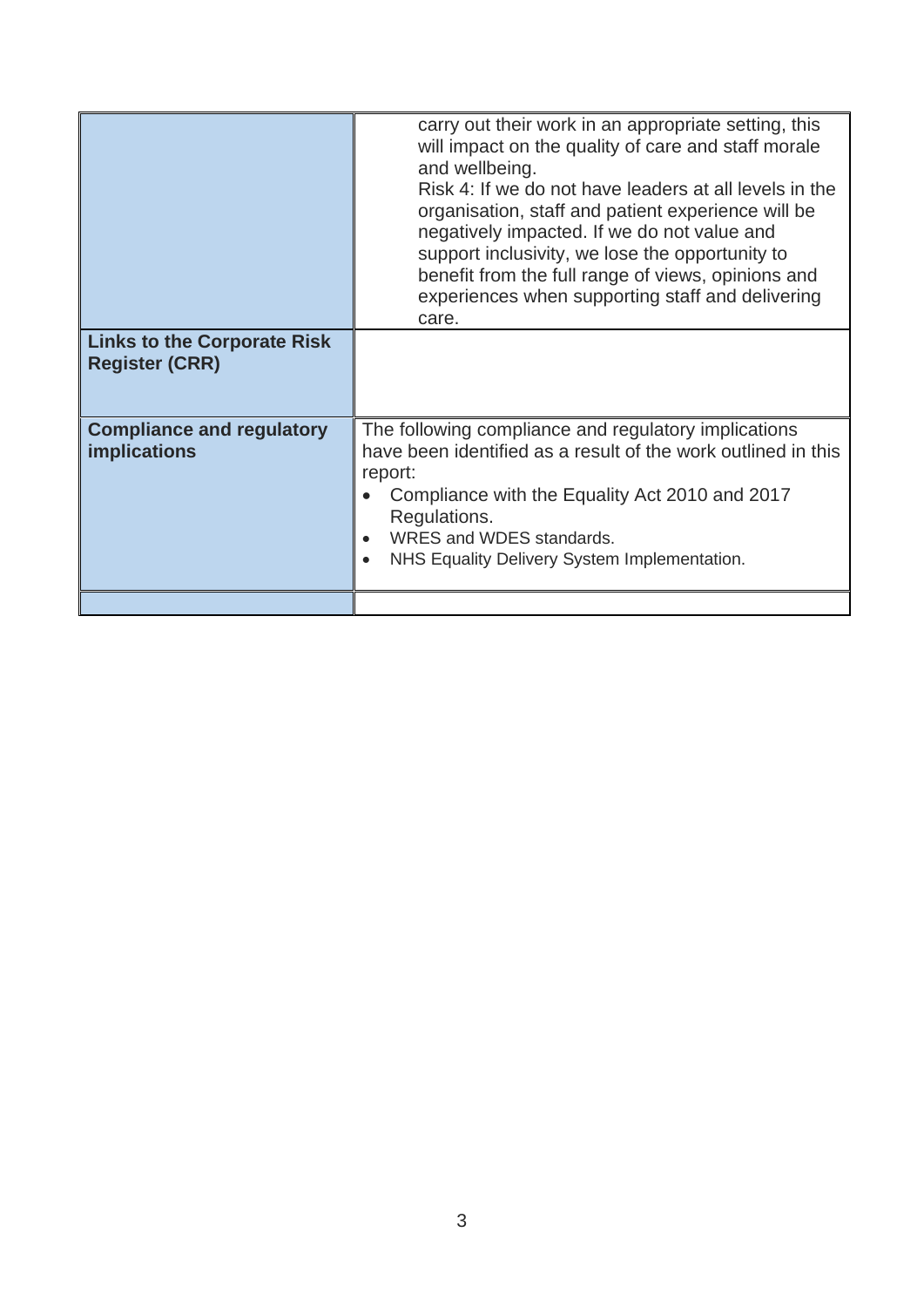| | |
|---|---|
| | carry out their work in an appropriate setting, this will impact on the quality of care and staff morale and wellbeing.<br>Risk 4: If we do not have leaders at all levels in the organisation, staff and patient experience will be negatively impacted. If we do not value and support inclusivity, we lose the opportunity to benefit from the full range of views, opinions and experiences when supporting staff and delivering care. |
| **Links to the Corporate Risk Register (CRR)** | |
| **Compliance and regulatory implications** | The following compliance and regulatory implications have been identified as a result of the work outlined in this report:<br>• Compliance with the Equality Act 2010 and 2017 Regulations.<br>• WRES and WDES standards.<br>• NHS Equality Delivery System Implementation. |
| | |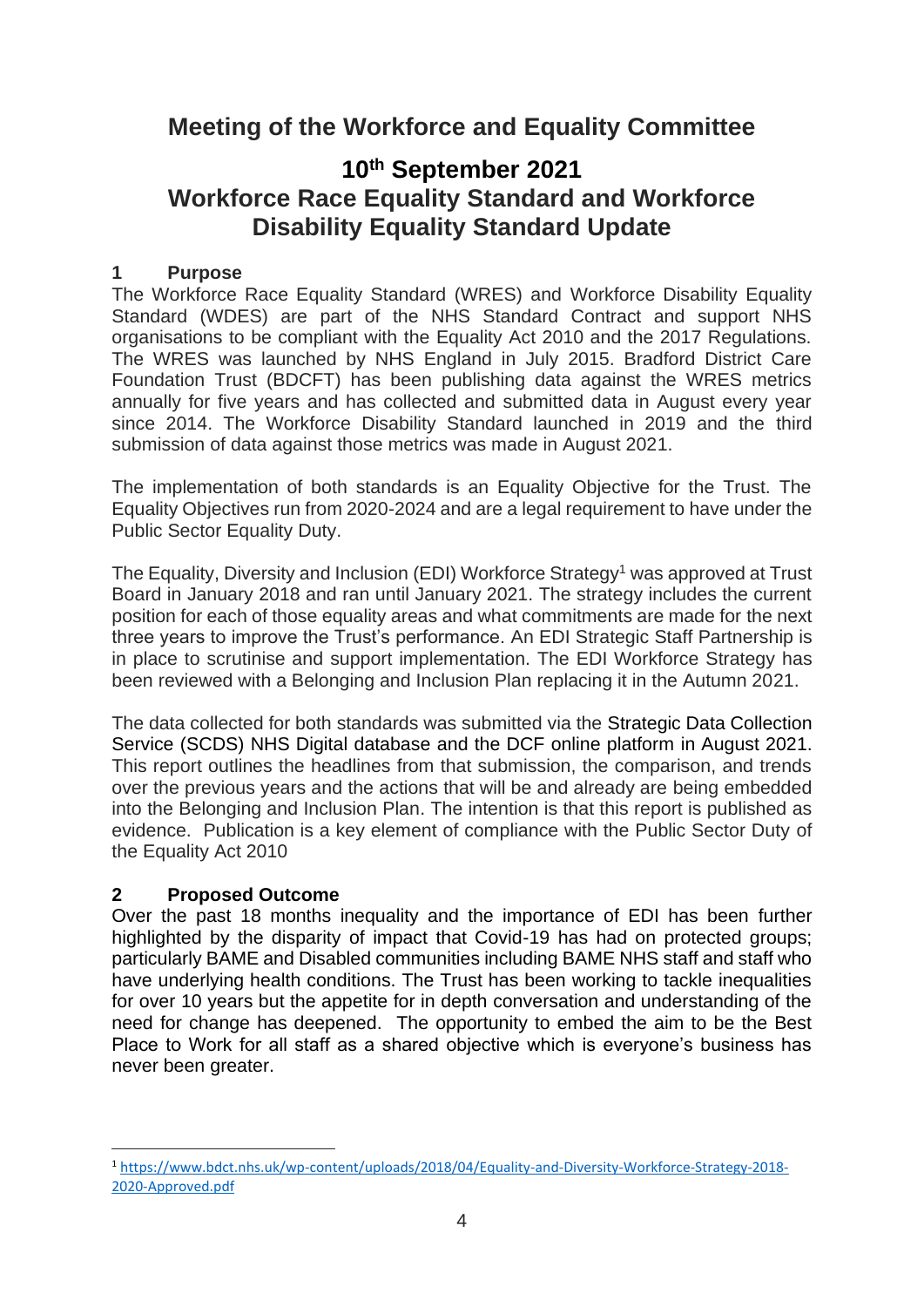# Meeting of the Workforce and Equality Committee

## 10th September 2021
## Workforce Race Equality Standard and Workforce Disability Equality Standard Update

### 1 Purpose

The Workforce Race Equality Standard (WRES) and Workforce Disability Equality Standard (WDES) are part of the NHS Standard Contract and support NHS organisations to be compliant with the Equality Act 2010 and the 2017 Regulations. The WRES was launched by NHS England in July 2015. Bradford District Care Foundation Trust (BDCFT) has been publishing data against the WRES metrics annually for five years and has collected and submitted data in August every year since 2014. The Workforce Disability Standard launched in 2019 and the third submission of data against those metrics was made in August 2021.

The implementation of both standards is an Equality Objective for the Trust. The Equality Objectives run from 2020-2024 and are a legal requirement to have under the Public Sector Equality Duty.

The Equality, Diversity and Inclusion (EDI) Workforce Strategy[1] was approved at Trust Board in January 2018 and ran until January 2021. The strategy includes the current position for each of those equality areas and what commitments are made for the next three years to improve the Trust's performance. An EDI Strategic Staff Partnership is in place to scrutinise and support implementation. The EDI Workforce Strategy has been reviewed with a Belonging and Inclusion Plan replacing it in the Autumn 2021.

The data collected for both standards was submitted via the Strategic Data Collection Service (SCDS) NHS Digital database and the DCF online platform in August 2021. This report outlines the headlines from that submission, the comparison, and trends over the previous years and the actions that will be and already are being embedded into the Belonging and Inclusion Plan. The intention is that this report is published as evidence. Publication is a key element of compliance with the Public Sector Duty of the Equality Act 2010

### 2 Proposed Outcome

Over the past 18 months inequality and the importance of EDI has been further highlighted by the disparity of impact that Covid-19 has had on protected groups; particularly BAME and Disabled communities including BAME NHS staff and staff who have underlying health conditions. The Trust has been working to tackle inequalities for over 10 years but the appetite for in depth conversation and understanding of the need for change has deepened. The opportunity to embed the aim to be the Best Place to Work for all staff as a shared objective which is everyone's business has never been greater.

---

[1] https://www.bdct.nhs.uk/wp-content/uploads/2018/04/Equality-and-Diversity-Workforce-Strategy-2018-2020-Approved.pdf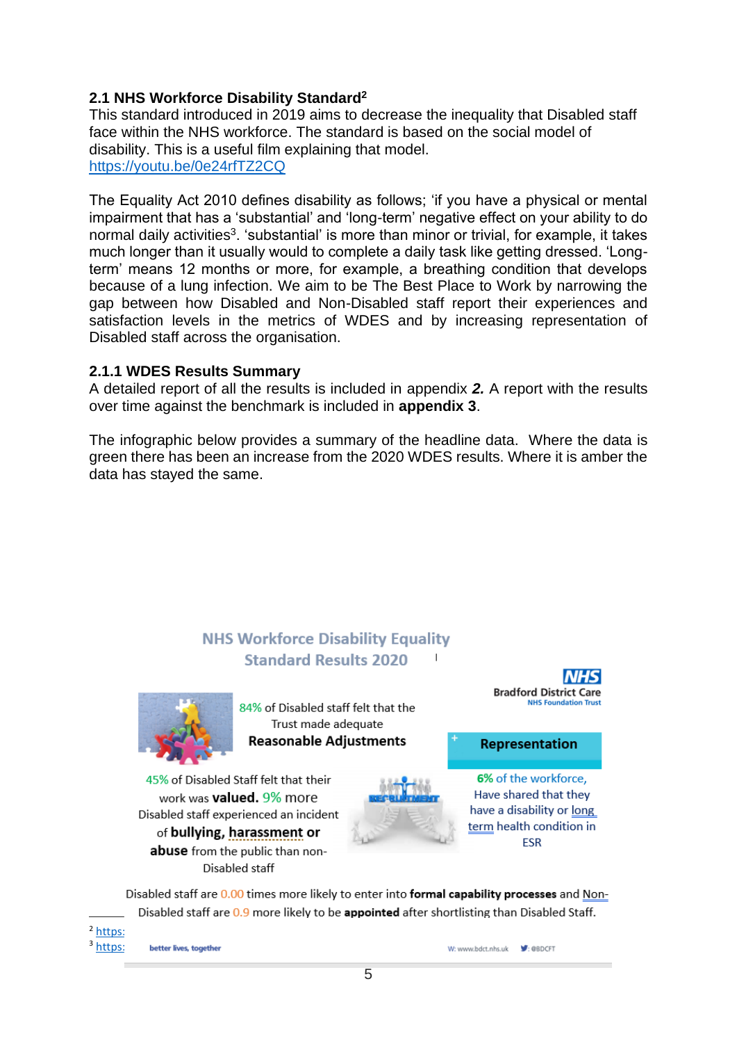### 2.1 NHS Workforce Disability Standard[2]

This standard introduced in 2019 aims to decrease the inequality that Disabled staff face within the NHS workforce. The standard is based on the social model of disability. This is a useful film explaining that model.
https://youtu.be/0e24rfTZ2CQ

The Equality Act 2010 defines disability as follows; 'if you have a physical or mental impairment that has a 'substantial' and 'long-term' negative effect on your ability to do normal daily activities[3]. 'substantial' is more than minor or trivial, for example, it takes much longer than it usually would to complete a daily task like getting dressed. 'Long-term' means 12 months or more, for example, a breathing condition that develops because of a lung infection. We aim to be The Best Place to Work by narrowing the gap between how Disabled and Non-Disabled staff report their experiences and satisfaction levels in the metrics of WDES and by increasing representation of Disabled staff across the organisation.

#### 2.1.1 WDES Results Summary

A detailed report of all the results is included in appendix ***2.*** A report with the results over time against the benchmark is included in **appendix 3**.

The infographic below provides a summary of the headline data. Where the data is green there has been an increase from the 2020 WDES results. Where it is amber the data has stayed the same.

NHS Workforce Disability Equality Standard Results 2020

NHS Bradford District Care NHS Foundation Trust

84% of Disabled staff felt that the Trust made adequate **Reasonable Adjustments**

**Representation**

45% of Disabled Staff felt that their work was **valued.** 9% more Disabled staff experienced an incident of **bullying, harassment or abuse** from the public than non-Disabled staff

6% of the workforce, Have shared that they have a disability or long term health condition in ESR

Disabled staff are 0.00 times more likely to enter into **formal capability processes** and Non-Disabled staff are 0.9 more likely to be **appointed** after shortlisting than Disabled Staff.

better lives, together — W: www.bdct.nhs.uk — @BDCFT

---

[2] https:

[3] https: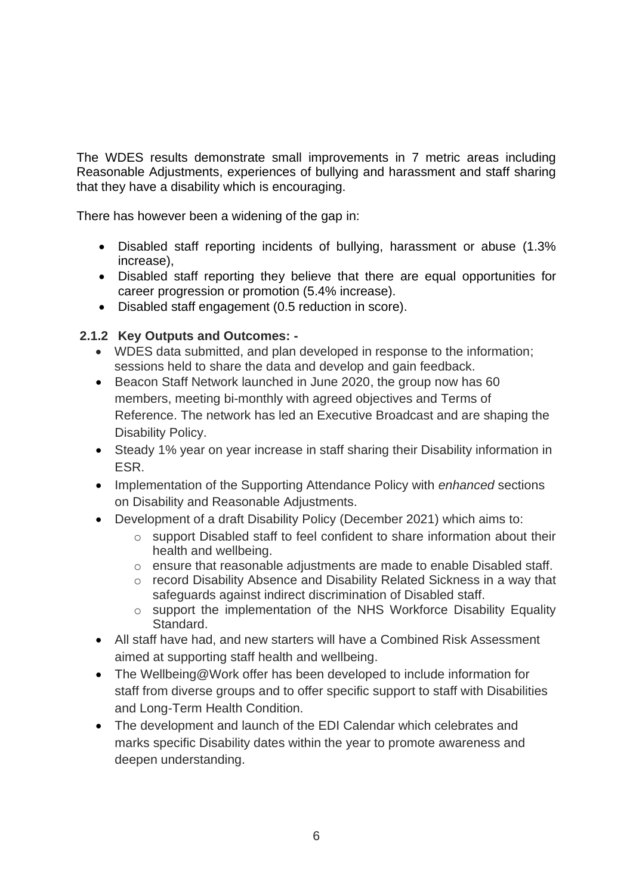The WDES results demonstrate small improvements in 7 metric areas including Reasonable Adjustments, experiences of bullying and harassment and staff sharing that they have a disability which is encouraging.

There has however been a widening of the gap in:

- Disabled staff reporting incidents of bullying, harassment or abuse (1.3% increase),
- Disabled staff reporting they believe that there are equal opportunities for career progression or promotion (5.4% increase).
- Disabled staff engagement (0.5 reduction in score).

### 2.1.2 Key Outputs and Outcomes: -

- WDES data submitted, and plan developed in response to the information; sessions held to share the data and develop and gain feedback.
- Beacon Staff Network launched in June 2020, the group now has 60 members, meeting bi-monthly with agreed objectives and Terms of Reference. The network has led an Executive Broadcast and are shaping the Disability Policy.
- Steady 1% year on year increase in staff sharing their Disability information in ESR.
- Implementation of the Supporting Attendance Policy with *enhanced* sections on Disability and Reasonable Adjustments.
- Development of a draft Disability Policy (December 2021) which aims to:
  - support Disabled staff to feel confident to share information about their health and wellbeing.
  - ensure that reasonable adjustments are made to enable Disabled staff.
  - record Disability Absence and Disability Related Sickness in a way that safeguards against indirect discrimination of Disabled staff.
  - support the implementation of the NHS Workforce Disability Equality Standard.
- All staff have had, and new starters will have a Combined Risk Assessment aimed at supporting staff health and wellbeing.
- The Wellbeing@Work offer has been developed to include information for staff from diverse groups and to offer specific support to staff with Disabilities and Long-Term Health Condition.
- The development and launch of the EDI Calendar which celebrates and marks specific Disability dates within the year to promote awareness and deepen understanding.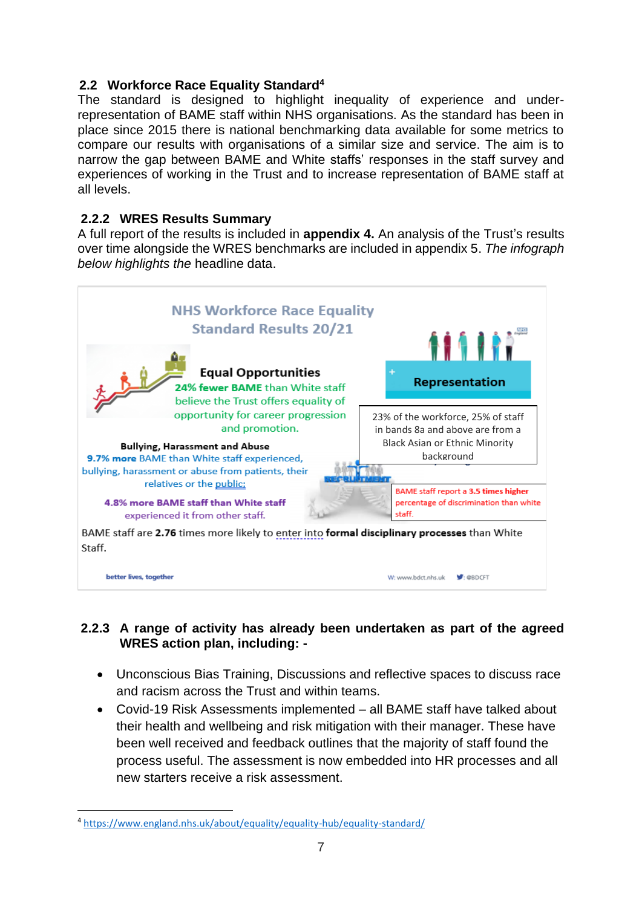### 2.2 Workforce Race Equality Standard[4]

The standard is designed to highlight inequality of experience and under-representation of BAME staff within NHS organisations. As the standard has been in place since 2015 there is national benchmarking data available for some metrics to compare our results with organisations of a similar size and service. The aim is to narrow the gap between BAME and White staffs' responses in the staff survey and experiences of working in the Trust and to increase representation of BAME staff at all levels.

### 2.2.2 WRES Results Summary

A full report of the results is included in **appendix 4.** An analysis of the Trust's results over time alongside the WRES benchmarks are included in appendix 5. *The infograph below highlights the* headline data.

**NHS Workforce Race Equality Standard Results 20/21**

**Equal Opportunities**

**24% fewer BAME** than White staff believe the Trust offers equality of opportunity for career progression and promotion.

**Representation**

23% of the workforce, 25% of staff in bands 8a and above are from a Black Asian or Ethnic Minority background

**Bullying, Harassment and Abuse**

**9.7% more** BAME than White staff experienced, bullying, harassment or abuse from patients, their relatives or the public;

**4.8% more BAME staff than White staff** experienced it from other staff.

BAME staff report a **3.5 times higher** percentage of discrimination than white staff.

BAME staff are **2.76** times more likely to enter into **formal disciplinary processes** than White Staff.

better lives, together

W: www.bdct.nhs.uk @BDCFT

### 2.2.3 A range of activity has already been undertaken as part of the agreed WRES action plan, including: -

- Unconscious Bias Training, Discussions and reflective spaces to discuss race and racism across the Trust and within teams.
- Covid-19 Risk Assessments implemented – all BAME staff have talked about their health and wellbeing and risk mitigation with their manager. These have been well received and feedback outlines that the majority of staff found the process useful. The assessment is now embedded into HR processes and all new starters receive a risk assessment.

---

[4] https://www.england.nhs.uk/about/equality/equality-hub/equality-standard/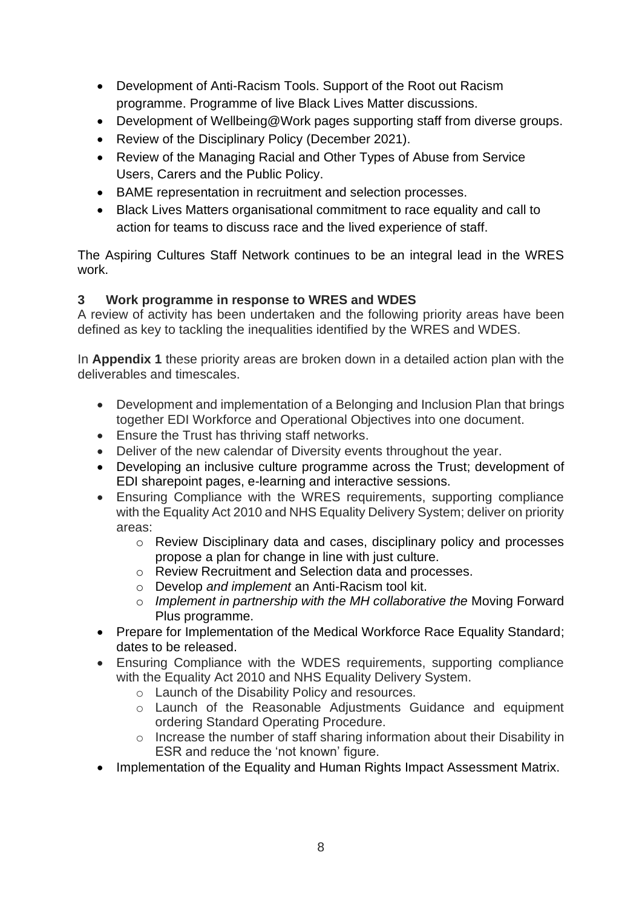- Development of Anti-Racism Tools. Support of the Root out Racism programme. Programme of live Black Lives Matter discussions.
- Development of Wellbeing@Work pages supporting staff from diverse groups.
- Review of the Disciplinary Policy (December 2021).
- Review of the Managing Racial and Other Types of Abuse from Service Users, Carers and the Public Policy.
- BAME representation in recruitment and selection processes.
- Black Lives Matters organisational commitment to race equality and call to action for teams to discuss race and the lived experience of staff.

The Aspiring Cultures Staff Network continues to be an integral lead in the WRES work.

## 3 Work programme in response to WRES and WDES

A review of activity has been undertaken and the following priority areas have been defined as key to tackling the inequalities identified by the WRES and WDES.

In **Appendix 1** these priority areas are broken down in a detailed action plan with the deliverables and timescales.

- Development and implementation of a Belonging and Inclusion Plan that brings together EDI Workforce and Operational Objectives into one document.
- Ensure the Trust has thriving staff networks.
- Deliver of the new calendar of Diversity events throughout the year.
- Developing an inclusive culture programme across the Trust; development of EDI sharepoint pages, e-learning and interactive sessions.
- Ensuring Compliance with the WRES requirements, supporting compliance with the Equality Act 2010 and NHS Equality Delivery System; deliver on priority areas:
  - Review Disciplinary data and cases, disciplinary policy and processes propose a plan for change in line with just culture.
  - Review Recruitment and Selection data and processes.
  - Develop *and implement* an Anti-Racism tool kit.
  - *Implement in partnership with the MH collaborative the* Moving Forward Plus programme.
- Prepare for Implementation of the Medical Workforce Race Equality Standard; dates to be released.
- Ensuring Compliance with the WDES requirements, supporting compliance with the Equality Act 2010 and NHS Equality Delivery System.
  - Launch of the Disability Policy and resources.
  - Launch of the Reasonable Adjustments Guidance and equipment ordering Standard Operating Procedure.
  - Increase the number of staff sharing information about their Disability in ESR and reduce the 'not known' figure.
- Implementation of the Equality and Human Rights Impact Assessment Matrix.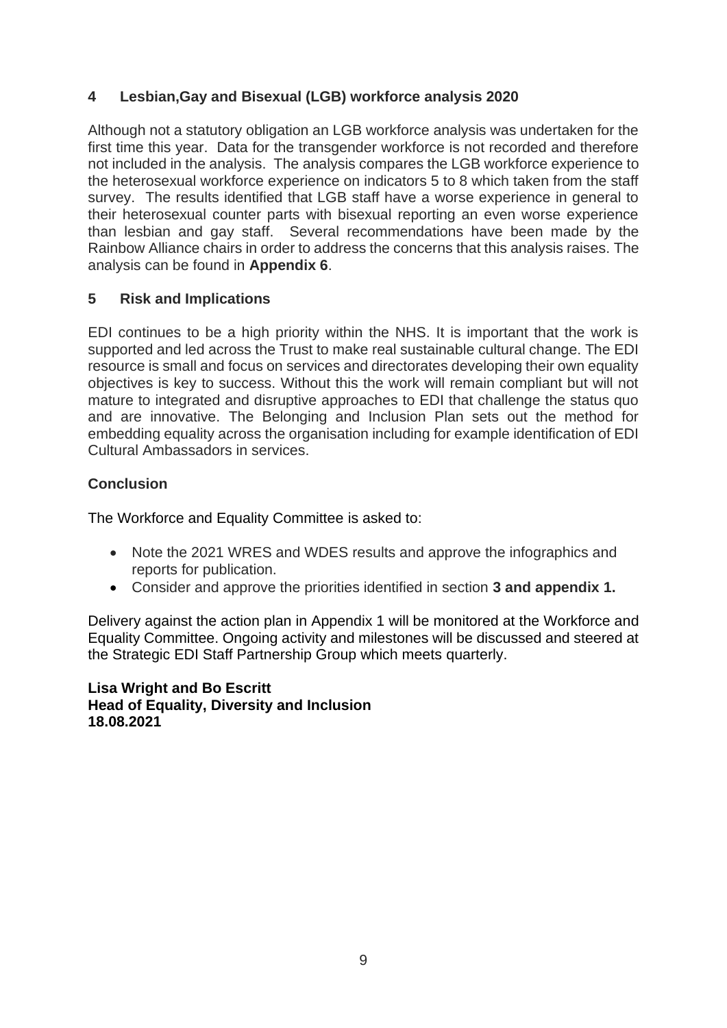## 4 Lesbian,Gay and Bisexual (LGB) workforce analysis 2020

Although not a statutory obligation an LGB workforce analysis was undertaken for the first time this year. Data for the transgender workforce is not recorded and therefore not included in the analysis. The analysis compares the LGB workforce experience to the heterosexual workforce experience on indicators 5 to 8 which taken from the staff survey. The results identified that LGB staff have a worse experience in general to their heterosexual counter parts with bisexual reporting an even worse experience than lesbian and gay staff. Several recommendations have been made by the Rainbow Alliance chairs in order to address the concerns that this analysis raises. The analysis can be found in **Appendix 6**.

## 5 Risk and Implications

EDI continues to be a high priority within the NHS. It is important that the work is supported and led across the Trust to make real sustainable cultural change. The EDI resource is small and focus on services and directorates developing their own equality objectives is key to success. Without this the work will remain compliant but will not mature to integrated and disruptive approaches to EDI that challenge the status quo and are innovative. The Belonging and Inclusion Plan sets out the method for embedding equality across the organisation including for example identification of EDI Cultural Ambassadors in services.

## Conclusion

The Workforce and Equality Committee is asked to:

- Note the 2021 WRES and WDES results and approve the infographics and reports for publication.
- Consider and approve the priorities identified in section **3 and appendix 1.**

Delivery against the action plan in Appendix 1 will be monitored at the Workforce and Equality Committee. Ongoing activity and milestones will be discussed and steered at the Strategic EDI Staff Partnership Group which meets quarterly.

**Lisa Wright and Bo Escritt**
**Head of Equality, Diversity and Inclusion**
**18.08.2021**